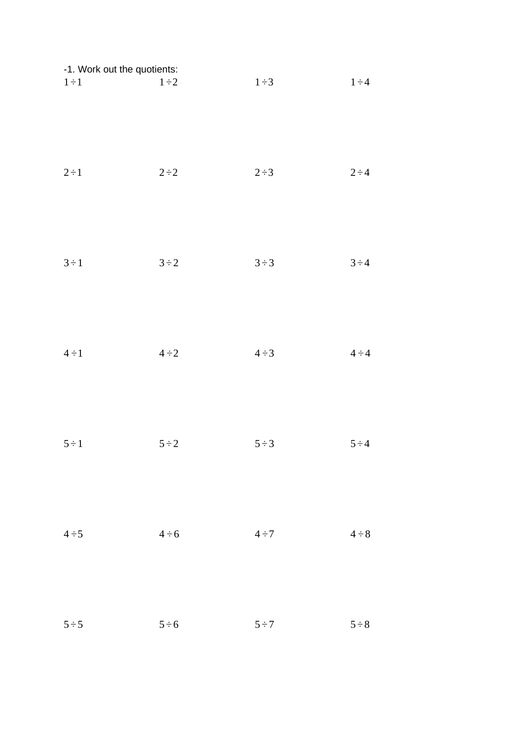-1. Work out the quotients:

| | | | |
|---|---|---|---|
| $1 \div 1$ | $1 \div 2$ | $1 \div 3$ | $1 \div 4$ |
| $2 \div 1$ | $2 \div 2$ | $2 \div 3$ | $2 \div 4$ |
| $3 \div 1$ | $3 \div 2$ | $3 \div 3$ | $3 \div 4$ |
| $4 \div 1$ | $4 \div 2$ | $4 \div 3$ | $4 \div 4$ |
| $5 \div 1$ | $5 \div 2$ | $5 \div 3$ | $5 \div 4$ |
| $4 \div 5$ | $4 \div 6$ | $4 \div 7$ | $4 \div 8$ |
| $5 \div 5$ | $5 \div 6$ | $5 \div 7$ | $5 \div 8$ |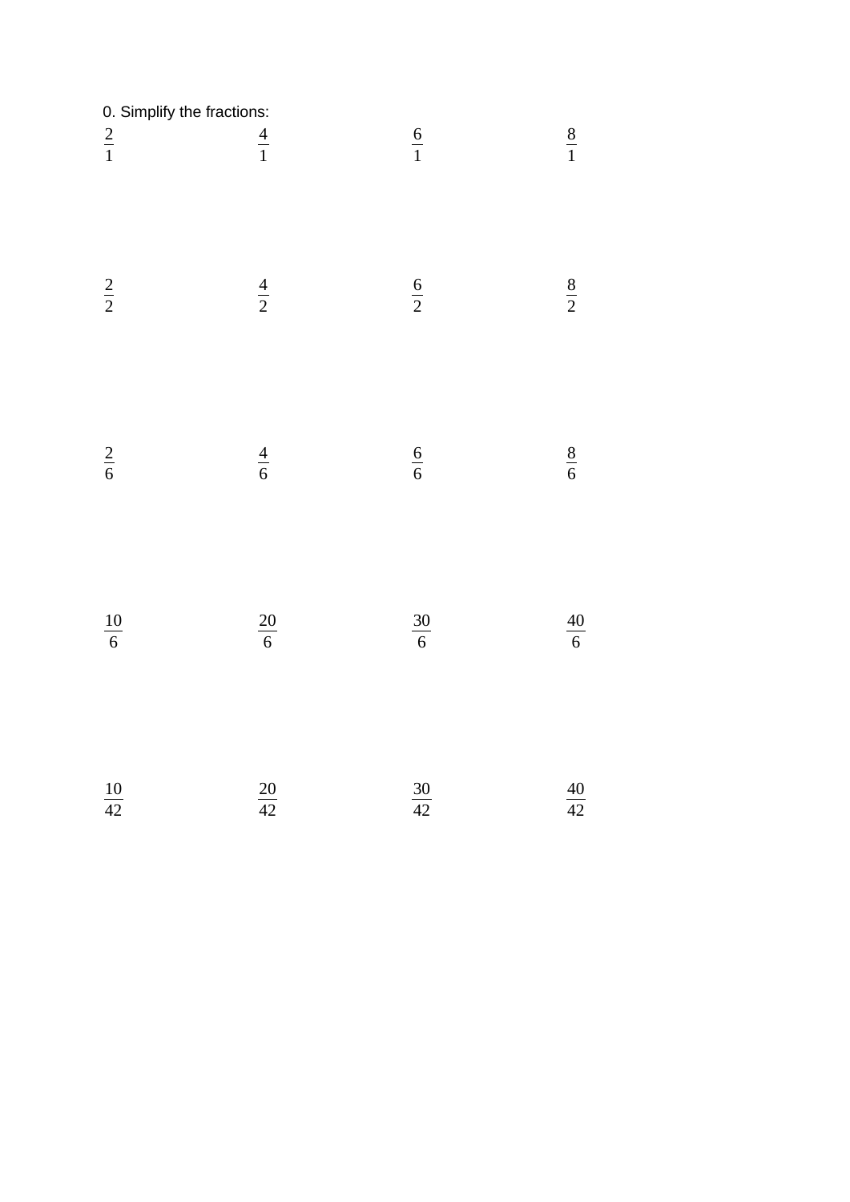0. Simplify the fractions:

$\frac{2}{1}$ $\frac{4}{1}$ $\frac{6}{1}$ $\frac{8}{1}$

$\frac{2}{2}$ $\frac{4}{2}$ $\frac{6}{2}$ $\frac{8}{2}$

$\frac{2}{6}$ $\frac{4}{6}$ $\frac{6}{6}$ $\frac{8}{6}$

$\frac{10}{6}$ $\frac{20}{6}$ $\frac{30}{6}$ $\frac{40}{6}$

$\frac{10}{42}$ $\frac{20}{42}$ $\frac{30}{42}$ $\frac{40}{42}$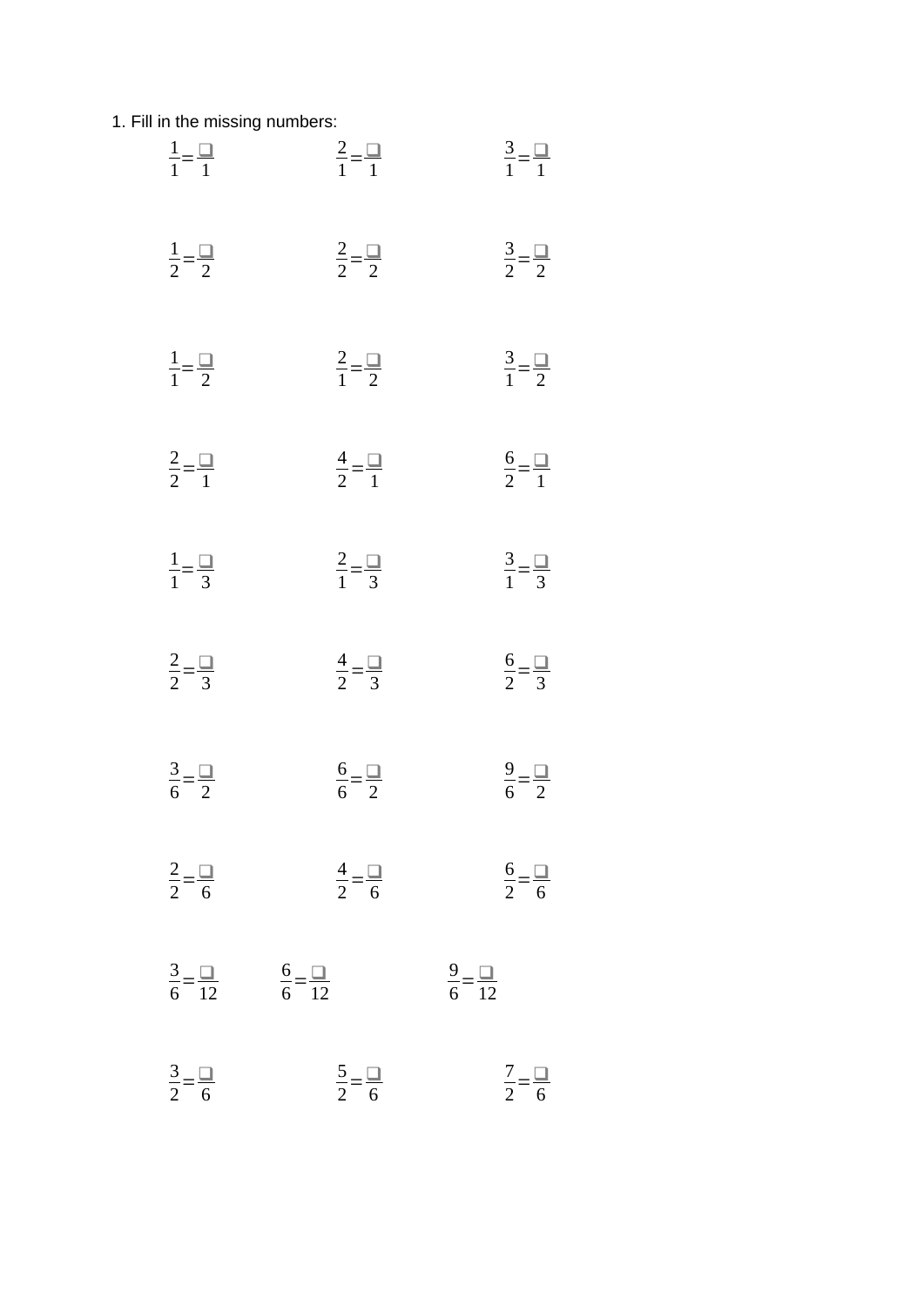1. Fill in the missing numbers:

$\frac{1}{1}=\frac{\square}{1}$ $\frac{2}{1}=\frac{\square}{1}$ $\frac{3}{1}=\frac{\square}{1}$

$\frac{1}{2}=\frac{\square}{2}$ $\frac{2}{2}=\frac{\square}{2}$ $\frac{3}{2}=\frac{\square}{2}$

$\frac{1}{1}=\frac{\square}{2}$ $\frac{2}{1}=\frac{\square}{2}$ $\frac{3}{1}=\frac{\square}{2}$

$\frac{2}{2}=\frac{\square}{1}$ $\frac{4}{2}=\frac{\square}{1}$ $\frac{6}{2}=\frac{\square}{1}$

$\frac{1}{1}=\frac{\square}{3}$ $\frac{2}{1}=\frac{\square}{3}$ $\frac{3}{1}=\frac{\square}{3}$

$\frac{2}{2}=\frac{\square}{3}$ $\frac{4}{2}=\frac{\square}{3}$ $\frac{6}{2}=\frac{\square}{3}$

$\frac{3}{6}=\frac{\square}{2}$ $\frac{6}{6}=\frac{\square}{2}$ $\frac{9}{6}=\frac{\square}{2}$

$\frac{2}{2}=\frac{\square}{6}$ $\frac{4}{2}=\frac{\square}{6}$ $\frac{6}{2}=\frac{\square}{6}$

$\frac{3}{6}=\frac{\square}{12}$ $\frac{6}{6}=\frac{\square}{12}$ $\frac{9}{6}=\frac{\square}{12}$

$\frac{3}{2}=\frac{\square}{6}$ $\frac{5}{2}=\frac{\square}{6}$ $\frac{7}{2}=\frac{\square}{6}$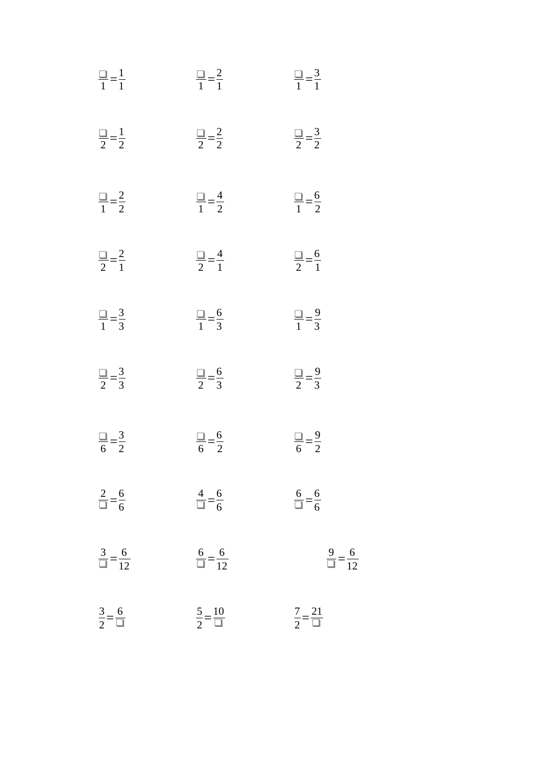$\frac{\square}{1}=\frac{1}{1}$ $\frac{\square}{1}=\frac{2}{1}$ $\frac{\square}{1}=\frac{3}{1}$

$\frac{\square}{2}=\frac{1}{2}$ $\frac{\square}{2}=\frac{2}{2}$ $\frac{\square}{2}=\frac{3}{2}$

$\frac{\square}{1}=\frac{2}{2}$ $\frac{\square}{1}=\frac{4}{2}$ $\frac{\square}{1}=\frac{6}{2}$

$\frac{\square}{2}=\frac{2}{1}$ $\frac{\square}{2}=\frac{4}{1}$ $\frac{\square}{2}=\frac{6}{1}$

$\frac{\square}{1}=\frac{3}{3}$ $\frac{\square}{1}=\frac{6}{3}$ $\frac{\square}{1}=\frac{9}{3}$

$\frac{\square}{2}=\frac{3}{3}$ $\frac{\square}{2}=\frac{6}{3}$ $\frac{\square}{2}=\frac{9}{3}$

$\frac{\square}{6}=\frac{3}{2}$ $\frac{\square}{6}=\frac{6}{2}$ $\frac{\square}{6}=\frac{9}{2}$

$\frac{2}{\square}=\frac{6}{6}$ $\frac{4}{\square}=\frac{6}{6}$ $\frac{6}{\square}=\frac{6}{6}$

$\frac{3}{\square}=\frac{6}{12}$ $\frac{6}{\square}=\frac{6}{12}$ $\frac{9}{\square}=\frac{6}{12}$

$\frac{3}{2}=\frac{6}{\square}$ $\frac{5}{2}=\frac{10}{\square}$ $\frac{7}{2}=\frac{21}{\square}$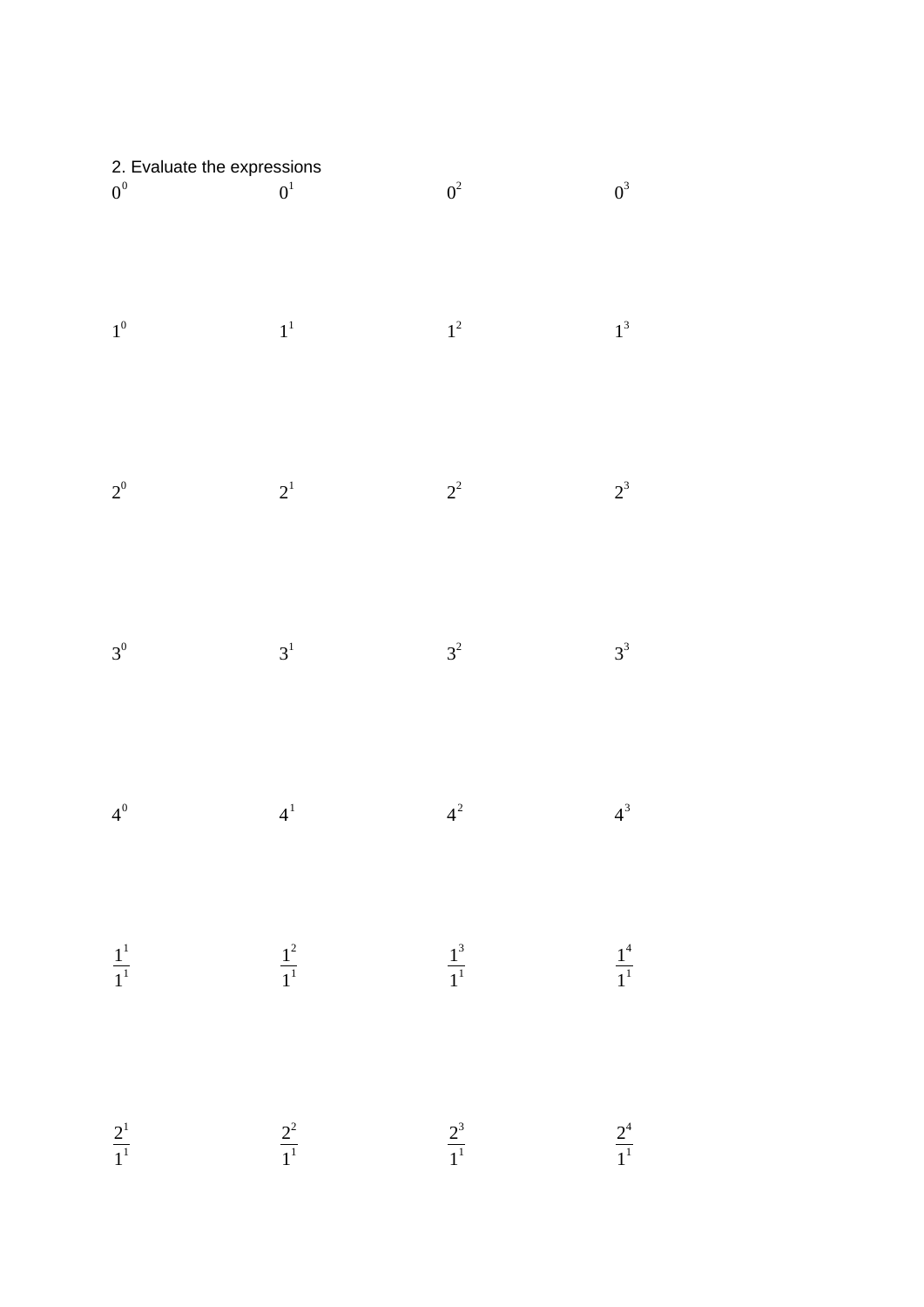2. Evaluate the expressions

$0^0$ $0^1$ $0^2$ $0^3$

$1^0$ $1^1$ $1^2$ $1^3$

$2^0$ $2^1$ $2^2$ $2^3$

$3^0$ $3^1$ $3^2$ $3^3$

$4^0$ $4^1$ $4^2$ $4^3$

$\frac{1^1}{1^1}$ $\frac{1^2}{1^1}$ $\frac{1^3}{1^1}$ $\frac{1^4}{1^1}$

$\frac{2^1}{1^1}$ $\frac{2^2}{1^1}$ $\frac{2^3}{1^1}$ $\frac{2^4}{1^1}$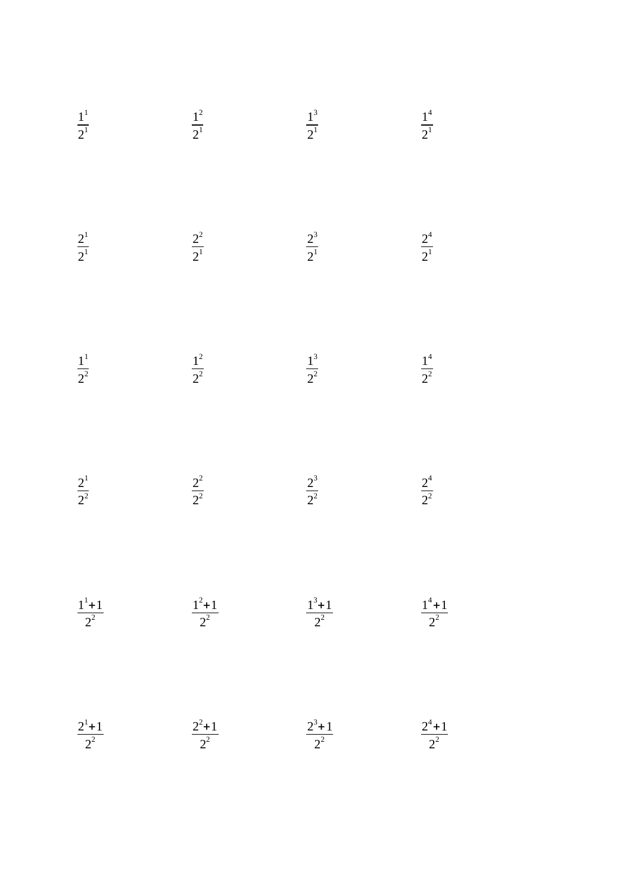$\frac{1^1}{2^1}$ $\frac{1^2}{2^1}$ $\frac{1^3}{2^1}$ $\frac{1^4}{2^1}$

$\frac{2^1}{2^1}$ $\frac{2^2}{2^1}$ $\frac{2^3}{2^1}$ $\frac{2^4}{2^1}$

$\frac{1^1}{2^2}$ $\frac{1^2}{2^2}$ $\frac{1^3}{2^2}$ $\frac{1^4}{2^2}$

$\frac{2^1}{2^2}$ $\frac{2^2}{2^2}$ $\frac{2^3}{2^2}$ $\frac{2^4}{2^2}$

$\frac{1^1+1}{2^2}$ $\frac{1^2+1}{2^2}$ $\frac{1^3+1}{2^2}$ $\frac{1^4+1}{2^2}$

$\frac{2^1+1}{2^2}$ $\frac{2^2+1}{2^2}$ $\frac{2^3+1}{2^2}$ $\frac{2^4+1}{2^2}$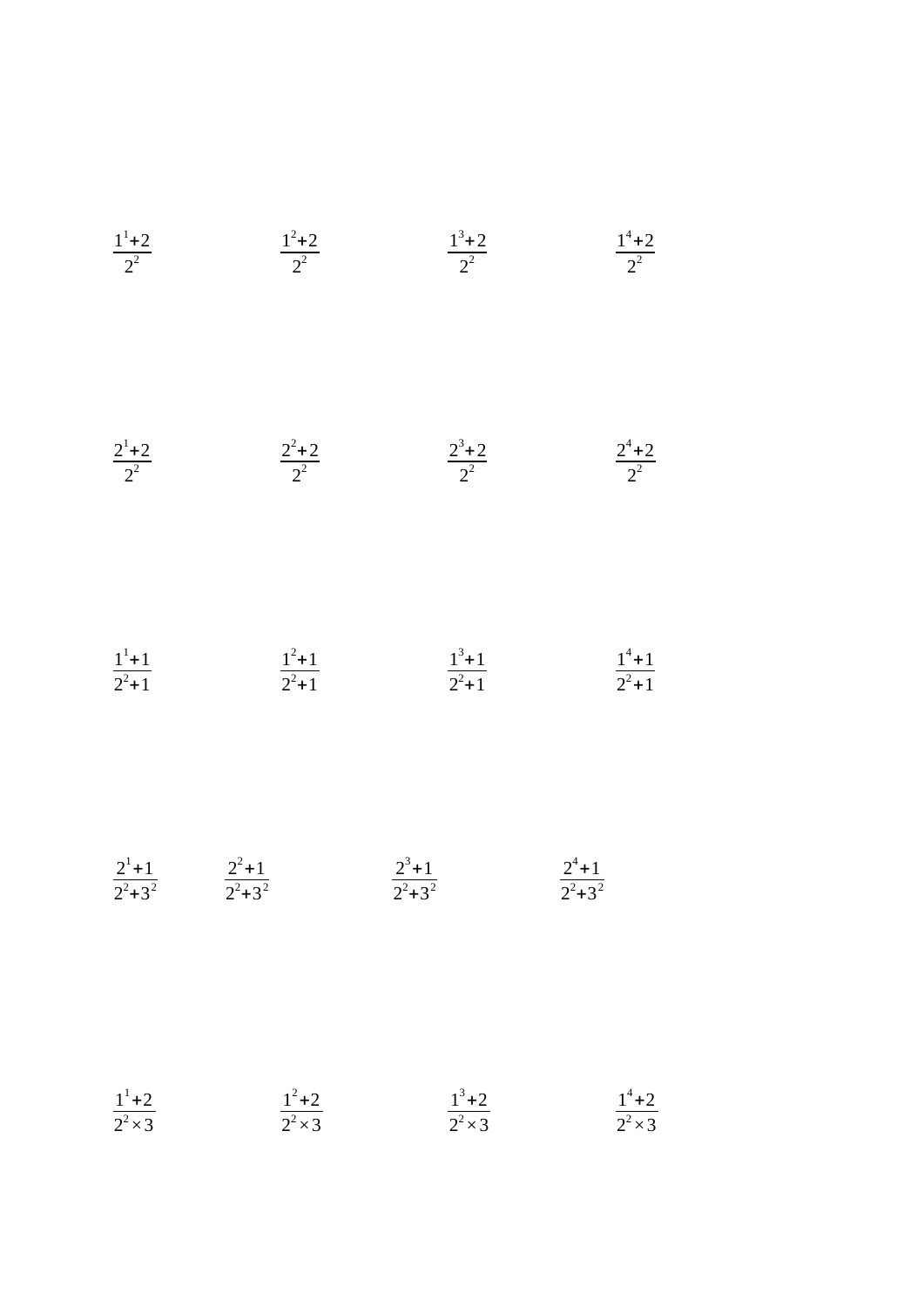$\frac{1^1+2}{2^2}$ $\frac{1^2+2}{2^2}$ $\frac{1^3+2}{2^2}$ $\frac{1^4+2}{2^2}$

$\frac{2^1+2}{2^2}$ $\frac{2^2+2}{2^2}$ $\frac{2^3+2}{2^2}$ $\frac{2^4+2}{2^2}$

$\frac{1^1+1}{2^2+1}$ $\frac{1^2+1}{2^2+1}$ $\frac{1^3+1}{2^2+1}$ $\frac{1^4+1}{2^2+1}$

$\frac{2^1+1}{2^2+3^2}$ $\frac{2^2+1}{2^2+3^2}$ $\frac{2^3+1}{2^2+3^2}$ $\frac{2^4+1}{2^2+3^2}$

$\frac{1^1+2}{2^2\times 3}$ $\frac{1^2+2}{2^2\times 3}$ $\frac{1^3+2}{2^2\times 3}$ $\frac{1^4+2}{2^2\times 3}$